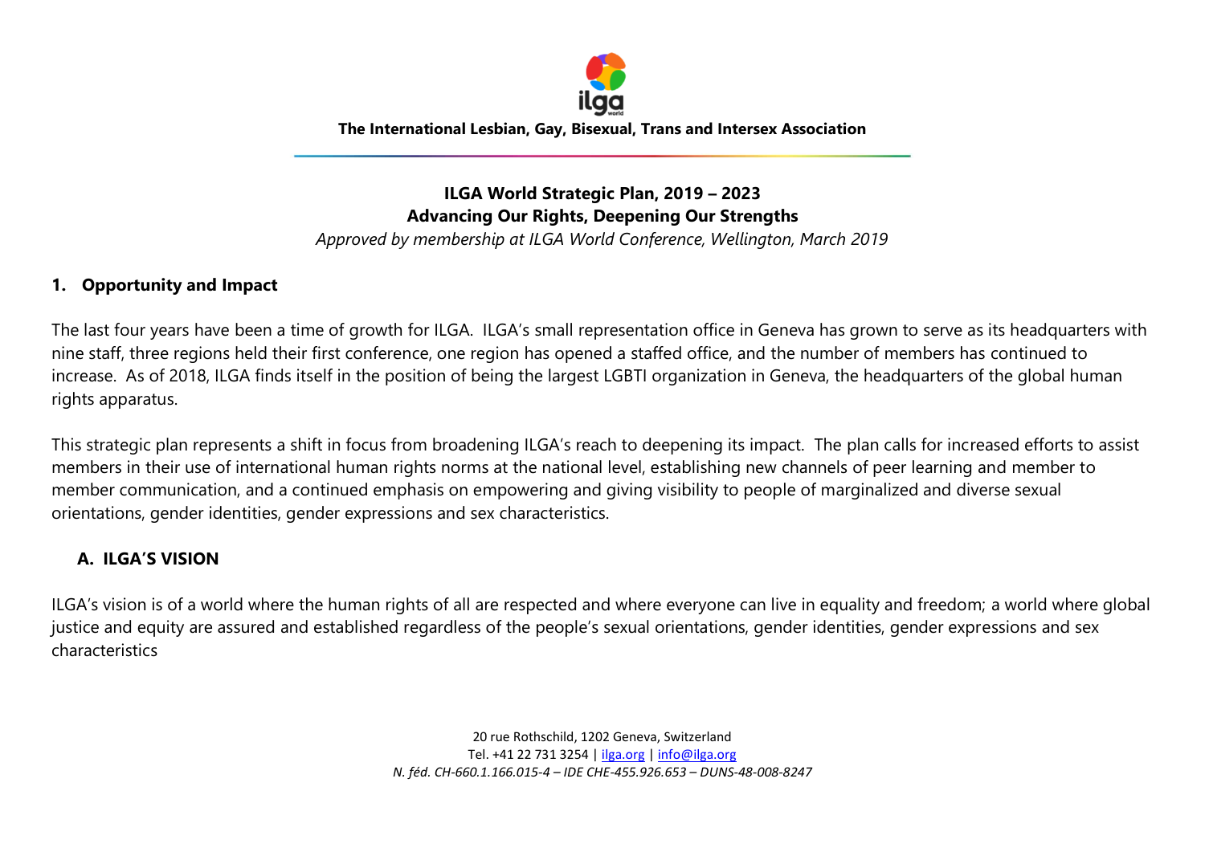**The International Lesbian, Gay, Bisexual, Trans and Intersex Association**

# ILGA World Strategic Plan, 2019 – 2023
## Advancing Our Rights, Deepening Our Strengths

*Approved by membership at ILGA World Conference, Wellington, March 2019*

## 1. Opportunity and Impact

The last four years have been a time of growth for ILGA. ILGA's small representation office in Geneva has grown to serve as its headquarters with nine staff, three regions held their first conference, one region has opened a staffed office, and the number of members has continued to increase. As of 2018, ILGA finds itself in the position of being the largest LGBTI organization in Geneva, the headquarters of the global human rights apparatus.

This strategic plan represents a shift in focus from broadening ILGA's reach to deepening its impact. The plan calls for increased efforts to assist members in their use of international human rights norms at the national level, establishing new channels of peer learning and member to member communication, and a continued emphasis on empowering and giving visibility to people of marginalized and diverse sexual orientations, gender identities, gender expressions and sex characteristics.

### A. ILGA'S VISION

ILGA's vision is of a world where the human rights of all are respected and where everyone can live in equality and freedom; a world where global justice and equity are assured and established regardless of the people's sexual orientations, gender identities, gender expressions and sex characteristics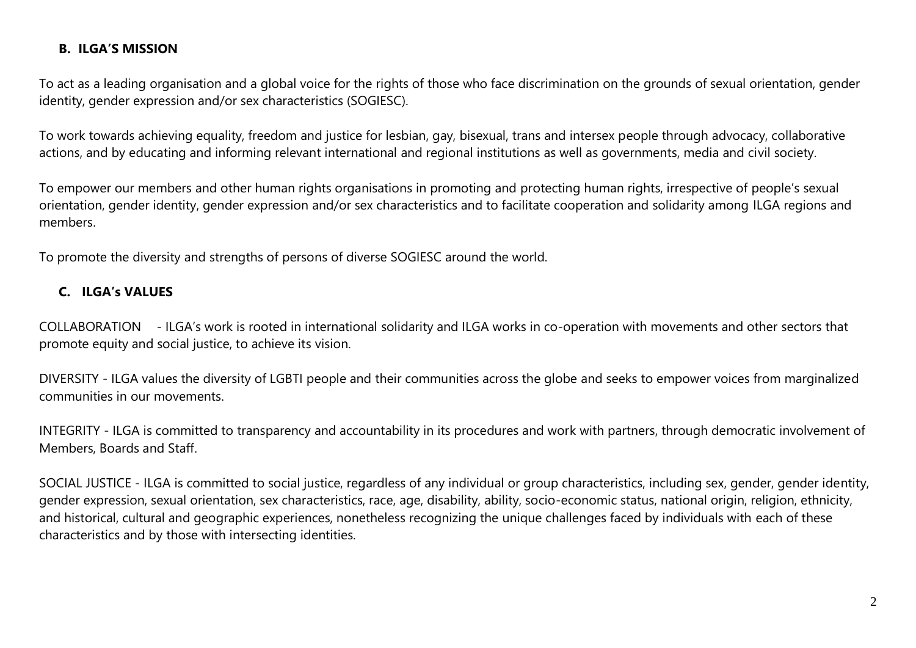## B. ILGA'S MISSION

To act as a leading organisation and a global voice for the rights of those who face discrimination on the grounds of sexual orientation, gender identity, gender expression and/or sex characteristics (SOGIESC).

To work towards achieving equality, freedom and justice for lesbian, gay, bisexual, trans and intersex people through advocacy, collaborative actions, and by educating and informing relevant international and regional institutions as well as governments, media and civil society.

To empower our members and other human rights organisations in promoting and protecting human rights, irrespective of people's sexual orientation, gender identity, gender expression and/or sex characteristics and to facilitate cooperation and solidarity among ILGA regions and members.

To promote the diversity and strengths of persons of diverse SOGIESC around the world.

## C. ILGA's VALUES

COLLABORATION - ILGA's work is rooted in international solidarity and ILGA works in co-operation with movements and other sectors that promote equity and social justice, to achieve its vision.

DIVERSITY - ILGA values the diversity of LGBTI people and their communities across the globe and seeks to empower voices from marginalized communities in our movements.

INTEGRITY - ILGA is committed to transparency and accountability in its procedures and work with partners, through democratic involvement of Members, Boards and Staff.

SOCIAL JUSTICE - ILGA is committed to social justice, regardless of any individual or group characteristics, including sex, gender, gender identity, gender expression, sexual orientation, sex characteristics, race, age, disability, ability, socio-economic status, national origin, religion, ethnicity, and historical, cultural and geographic experiences, nonetheless recognizing the unique challenges faced by individuals with each of these characteristics and by those with intersecting identities.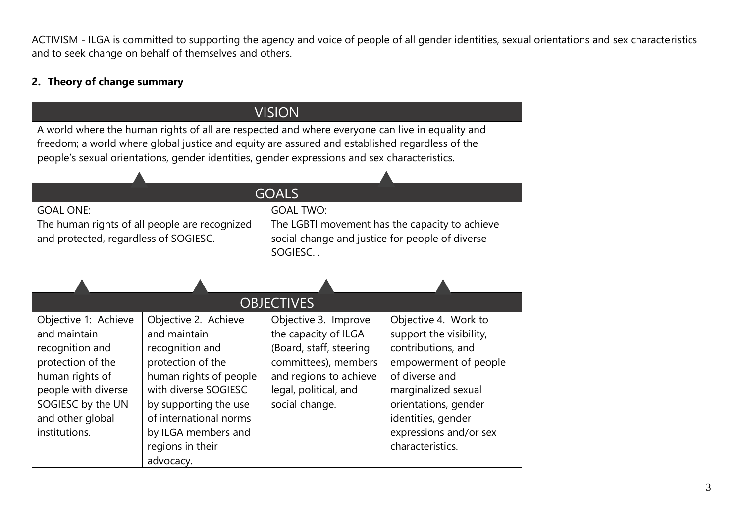ACTIVISM - ILGA is committed to supporting the agency and voice of people of all gender identities, sexual orientations and sex characteristics and to seek change on behalf of themselves and others.

## 2. Theory of change summary

| VISION | | | |
|---|---|---|---|
| A world where the human rights of all are respected and where everyone can live in equality and freedom; a world where global justice and equity are assured and established regardless of the people's sexual orientations, gender identities, gender expressions and sex characteristics. | | | |
| **GOALS** | | | |
| GOAL ONE: The human rights of all people are recognized and protected, regardless of SOGIESC. | | GOAL TWO: The LGBTI movement has the capacity to achieve social change and justice for people of diverse SOGIESC. . | |
| **OBJECTIVES** | | | |
| Objective 1: Achieve and maintain recognition and protection of the human rights of people with diverse SOGIESC by the UN and other global institutions. | Objective 2. Achieve and maintain recognition and protection of the human rights of people with diverse SOGIESC by supporting the use of international norms by ILGA members and regions in their advocacy. | Objective 3. Improve the capacity of ILGA (Board, staff, steering committees), members and regions to achieve legal, political, and social change. | Objective 4. Work to support the visibility, contributions, and empowerment of people of diverse and marginalized sexual orientations, gender identities, gender expressions and/or sex characteristics. |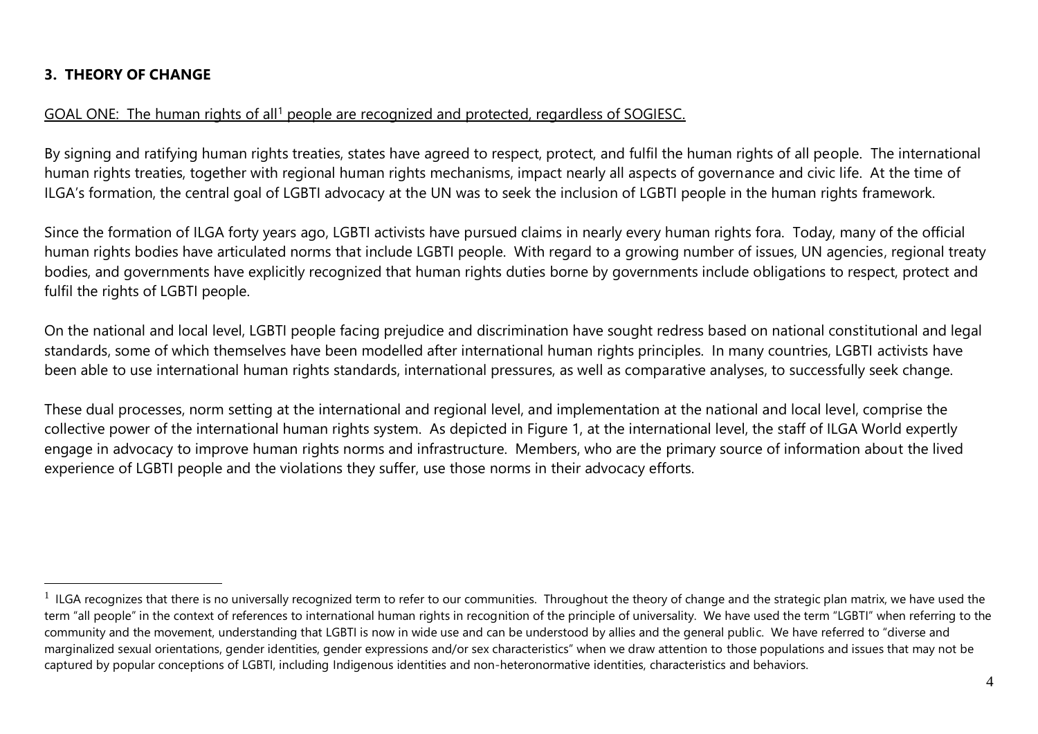### 3. THEORY OF CHANGE

GOAL ONE: The human rights of all[1] people are recognized and protected, regardless of SOGIESC.

By signing and ratifying human rights treaties, states have agreed to respect, protect, and fulfil the human rights of all people. The international human rights treaties, together with regional human rights mechanisms, impact nearly all aspects of governance and civic life. At the time of ILGA's formation, the central goal of LGBTI advocacy at the UN was to seek the inclusion of LGBTI people in the human rights framework.

Since the formation of ILGA forty years ago, LGBTI activists have pursued claims in nearly every human rights fora. Today, many of the official human rights bodies have articulated norms that include LGBTI people. With regard to a growing number of issues, UN agencies, regional treaty bodies, and governments have explicitly recognized that human rights duties borne by governments include obligations to respect, protect and fulfil the rights of LGBTI people.

On the national and local level, LGBTI people facing prejudice and discrimination have sought redress based on national constitutional and legal standards, some of which themselves have been modelled after international human rights principles. In many countries, LGBTI activists have been able to use international human rights standards, international pressures, as well as comparative analyses, to successfully seek change.

These dual processes, norm setting at the international and regional level, and implementation at the national and local level, comprise the collective power of the international human rights system. As depicted in Figure 1, at the international level, the staff of ILGA World expertly engage in advocacy to improve human rights norms and infrastructure. Members, who are the primary source of information about the lived experience of LGBTI people and the violations they suffer, use those norms in their advocacy efforts.

[1] ILGA recognizes that there is no universally recognized term to refer to our communities. Throughout the theory of change and the strategic plan matrix, we have used the term "all people" in the context of references to international human rights in recognition of the principle of universality. We have used the term "LGBTI" when referring to the community and the movement, understanding that LGBTI is now in wide use and can be understood by allies and the general public. We have referred to "diverse and marginalized sexual orientations, gender identities, gender expressions and/or sex characteristics" when we draw attention to those populations and issues that may not be captured by popular conceptions of LGBTI, including Indigenous identities and non-heteronormative identities, characteristics and behaviors.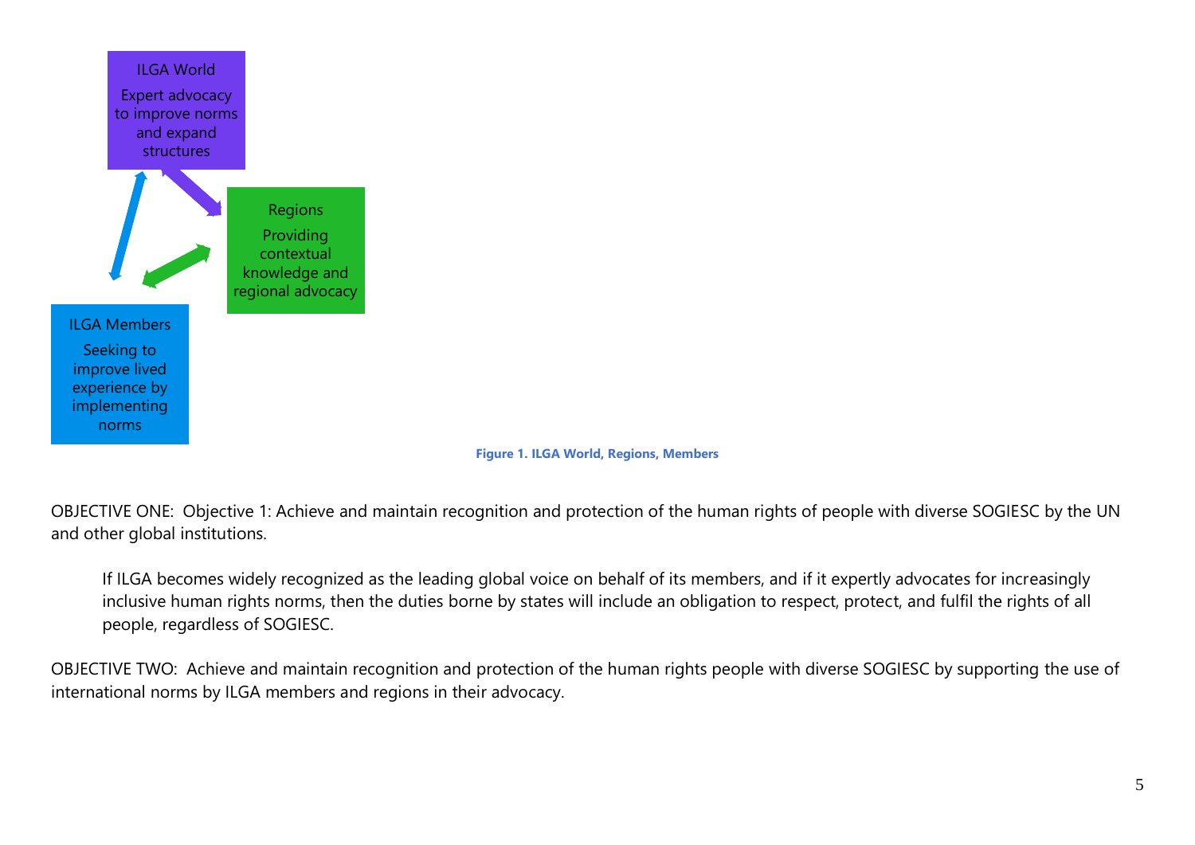ILGA World

Expert advocacy to improve norms and expand structures

Regions

Providing contextual knowledge and regional advocacy

ILGA Members

Seeking to improve lived experience by implementing norms

**Figure 1. ILGA World, Regions, Members**

OBJECTIVE ONE: Objective 1: Achieve and maintain recognition and protection of the human rights of people with diverse SOGIESC by the UN and other global institutions.

> If ILGA becomes widely recognized as the leading global voice on behalf of its members, and if it expertly advocates for increasingly inclusive human rights norms, then the duties borne by states will include an obligation to respect, protect, and fulfil the rights of all people, regardless of SOGIESC.

OBJECTIVE TWO: Achieve and maintain recognition and protection of the human rights people with diverse SOGIESC by supporting the use of international norms by ILGA members and regions in their advocacy.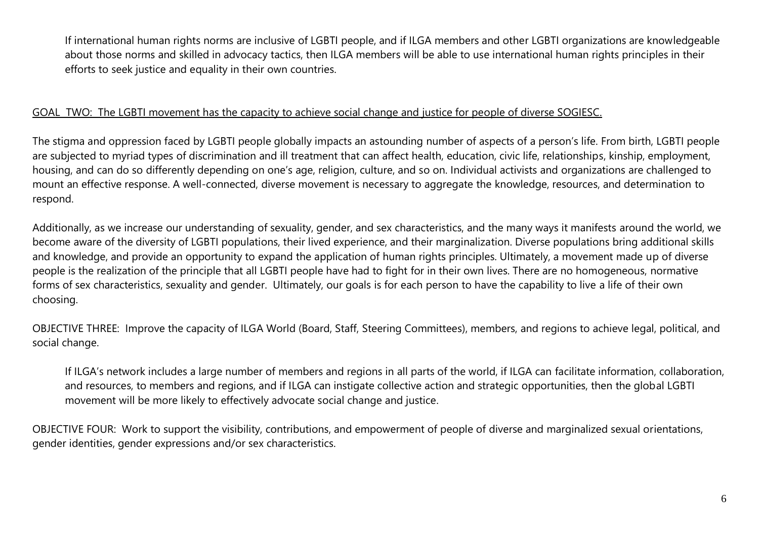If international human rights norms are inclusive of LGBTI people, and if ILGA members and other LGBTI organizations are knowledgeable about those norms and skilled in advocacy tactics, then ILGA members will be able to use international human rights principles in their efforts to seek justice and equality in their own countries.

## GOAL TWO: The LGBTI movement has the capacity to achieve social change and justice for people of diverse SOGIESC.

The stigma and oppression faced by LGBTI people globally impacts an astounding number of aspects of a person's life. From birth, LGBTI people are subjected to myriad types of discrimination and ill treatment that can affect health, education, civic life, relationships, kinship, employment, housing, and can do so differently depending on one's age, religion, culture, and so on. Individual activists and organizations are challenged to mount an effective response. A well-connected, diverse movement is necessary to aggregate the knowledge, resources, and determination to respond.

Additionally, as we increase our understanding of sexuality, gender, and sex characteristics, and the many ways it manifests around the world, we become aware of the diversity of LGBTI populations, their lived experience, and their marginalization. Diverse populations bring additional skills and knowledge, and provide an opportunity to expand the application of human rights principles. Ultimately, a movement made up of diverse people is the realization of the principle that all LGBTI people have had to fight for in their own lives. There are no homogeneous, normative forms of sex characteristics, sexuality and gender. Ultimately, our goals is for each person to have the capability to live a life of their own choosing.

OBJECTIVE THREE: Improve the capacity of ILGA World (Board, Staff, Steering Committees), members, and regions to achieve legal, political, and social change.

If ILGA's network includes a large number of members and regions in all parts of the world, if ILGA can facilitate information, collaboration, and resources, to members and regions, and if ILGA can instigate collective action and strategic opportunities, then the global LGBTI movement will be more likely to effectively advocate social change and justice.

OBJECTIVE FOUR: Work to support the visibility, contributions, and empowerment of people of diverse and marginalized sexual orientations, gender identities, gender expressions and/or sex characteristics.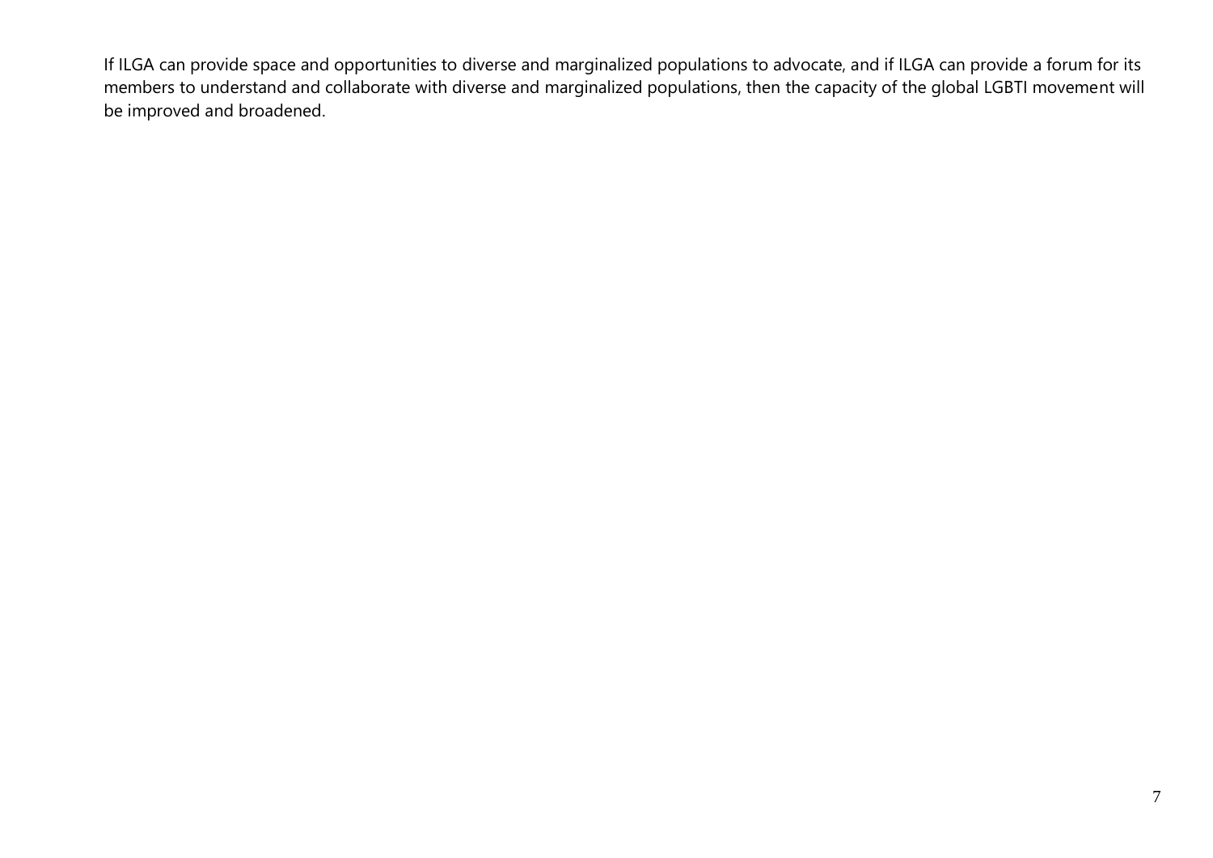If ILGA can provide space and opportunities to diverse and marginalized populations to advocate, and if ILGA can provide a forum for its members to understand and collaborate with diverse and marginalized populations, then the capacity of the global LGBTI movement will be improved and broadened.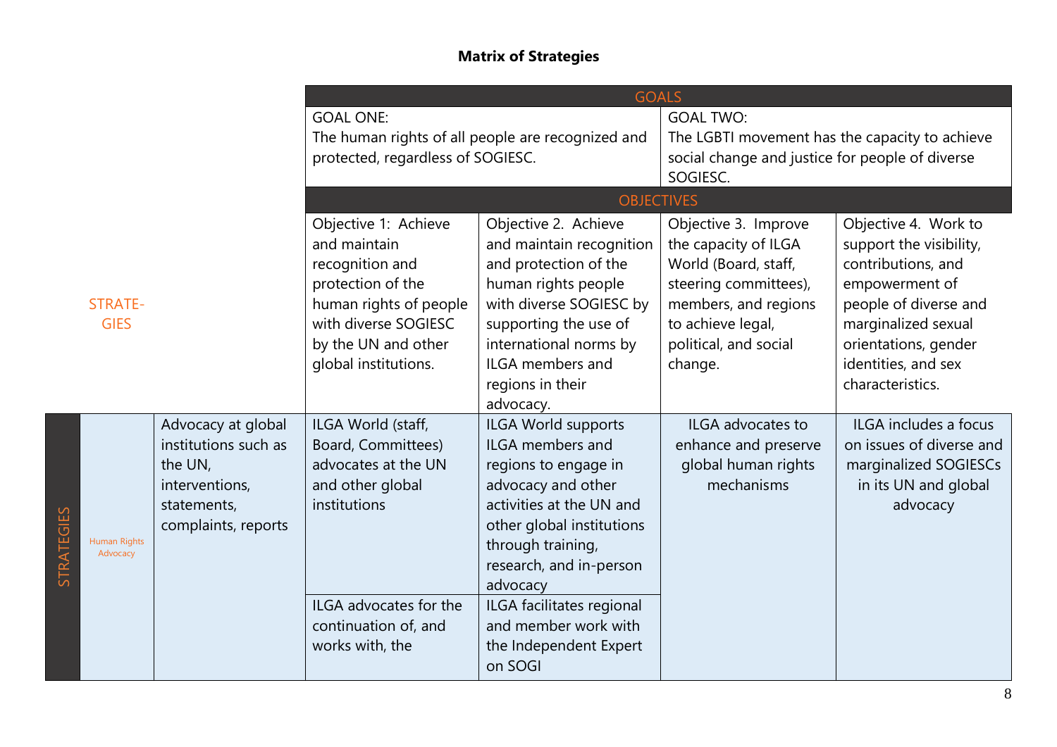**Matrix of Strategies**

| | | | GOALS | | | |
|---|---|---|---|---|---|---|
| | | | GOAL ONE: The human rights of all people are recognized and protected, regardless of SOGIESC. | | GOAL TWO: The LGBTI movement has the capacity to achieve social change and justice for people of diverse SOGIESC. | |
| | | | OBJECTIVES | | | |
| STRATEGIES | | | Objective 1: Achieve and maintain recognition and protection of the human rights of people with diverse SOGIESC by the UN and other global institutions. | Objective 2. Achieve and maintain recognition and protection of the human rights people with diverse SOGIESC by supporting the use of international norms by ILGA members and regions in their advocacy. | Objective 3. Improve the capacity of ILGA World (Board, staff, steering committees), members, and regions to achieve legal, political, and social change. | Objective 4. Work to support the visibility, contributions, and empowerment of people of diverse and marginalized sexual orientations, gender identities, and sex characteristics. |
| STRATEGIES | Human Rights Advocacy | Advocacy at global institutions such as the UN, interventions, statements, complaints, reports | ILGA World (staff, Board, Committees) advocates at the UN and other global institutions | ILGA World supports ILGA members and regions to engage in advocacy and other activities at the UN and other global institutions through training, research, and in-person advocacy | ILGA advocates to enhance and preserve global human rights mechanisms | ILGA includes a focus on issues of diverse and marginalized SOGIESCs in its UN and global advocacy |
| | | | ILGA advocates for the continuation of, and works with, the | ILGA facilitates regional and member work with the Independent Expert on SOGI | | |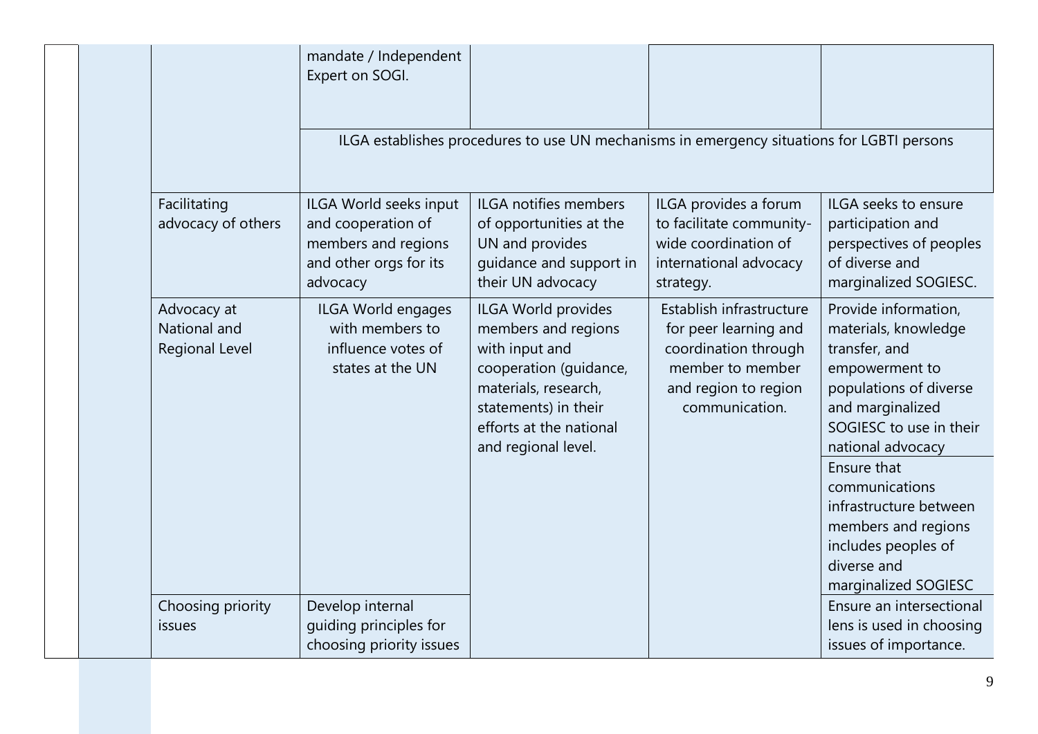| | | | | | | |
|---|---|---|---|---|---|---|
| | | | mandate / Independent Expert on SOGI. | | | |
| | | | ILGA establishes procedures to use UN mechanisms in emergency situations for LGBTI persons | | | |
| | | Facilitating advocacy of others | ILGA World seeks input and cooperation of members and regions and other orgs for its advocacy | ILGA notifies members of opportunities at the UN and provides guidance and support in their UN advocacy | ILGA provides a forum to facilitate community-wide coordination of international advocacy strategy. | ILGA seeks to ensure participation and perspectives of peoples of diverse and marginalized SOGIESC. |
| | | Advocacy at National and Regional Level | ILGA World engages with members to influence votes of states at the UN | ILGA World provides members and regions with input and cooperation (guidance, materials, research, statements) in their efforts at the national and regional level. | Establish infrastructure for peer learning and coordination through member to member and region to region communication. | Provide information, materials, knowledge transfer, and empowerment to populations of diverse and marginalized SOGIESC to use in their national advocacy |
| | | | | | | Ensure that communications infrastructure between members and regions includes peoples of diverse and marginalized SOGIESC |
| | | Choosing priority issues | Develop internal guiding principles for choosing priority issues | | | Ensure an intersectional lens is used in choosing issues of importance. |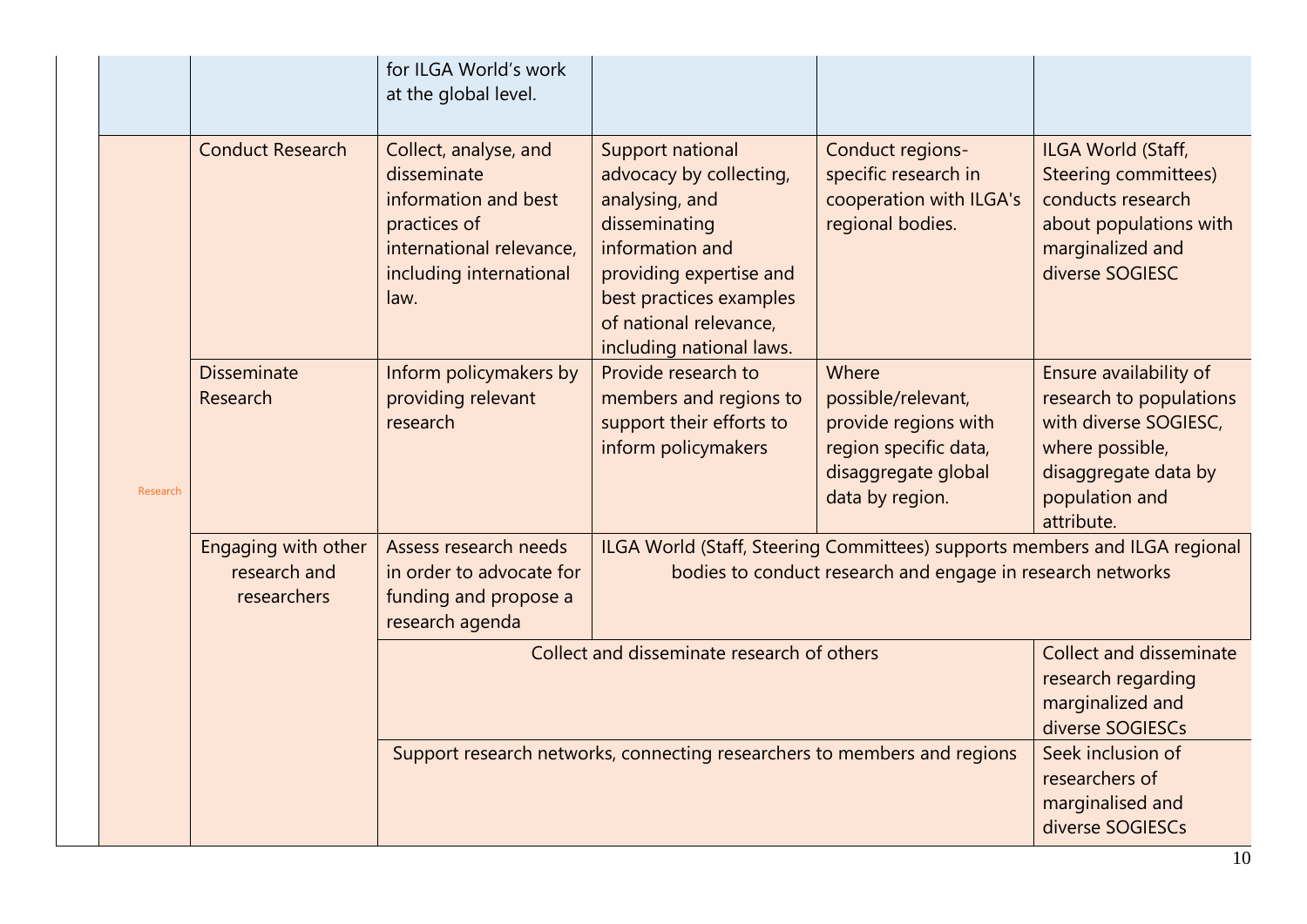| | | | | | |
|---|---|---|---|---|---|
| | | for ILGA World's work at the global level. | | | |
| Research | Conduct Research | Collect, analyse, and disseminate information and best practices of international relevance, including international law. | Support national advocacy by collecting, analysing, and disseminating information and providing expertise and best practices examples of national relevance, including national laws. | Conduct regions-specific research in cooperation with ILGA's regional bodies. | ILGA World (Staff, Steering committees) conducts research about populations with marginalized and diverse SOGIESC |
| | Disseminate Research | Inform policymakers by providing relevant research | Provide research to members and regions to support their efforts to inform policymakers | Where possible/relevant, provide regions with region specific data, disaggregate global data by region. | Ensure availability of research to populations with diverse SOGIESC, where possible, disaggregate data by population and attribute. |
| | Engaging with other research and researchers | Assess research needs in order to advocate for funding and propose a research agenda | ILGA World (Staff, Steering Committees) supports members and ILGA regional bodies to conduct research and engage in research networks | | |
| | | Collect and disseminate research of others | | | Collect and disseminate research regarding marginalized and diverse SOGIESCs |
| | | Support research networks, connecting researchers to members and regions | | | Seek inclusion of researchers of marginalised and diverse SOGIESCs |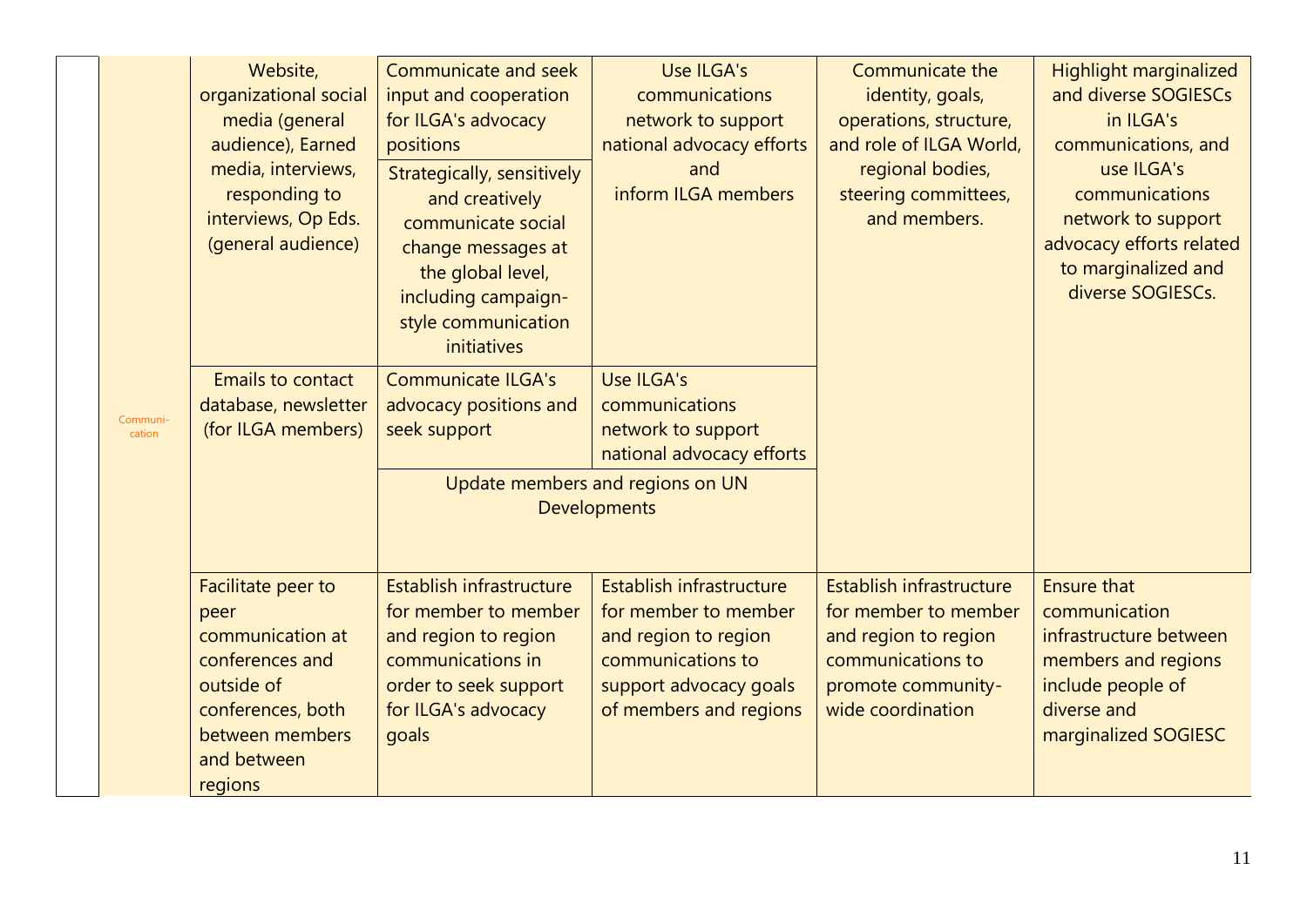| | | | | | | |
|---|---|---|---|---|---|---|
| | Communi-cation | Website, organizational social media (general audience), Earned media, interviews, responding to interviews, Op Eds. (general audience) | Communicate and seek input and cooperation for ILGA's advocacy positions | Use ILGA's communications network to support national advocacy efforts and inform ILGA members | Communicate the identity, goals, operations, structure, and role of ILGA World, regional bodies, steering committees, and members. | Highlight marginalized and diverse SOGIESCs in ILGA's communications, and use ILGA's communications network to support advocacy efforts related to marginalized and diverse SOGIESCs. |
| | | | Strategically, sensitively and creatively communicate social change messages at the global level, including campaign-style communication initiatives | | | |
| | | Emails to contact database, newsletter (for ILGA members) | Communicate ILGA's advocacy positions and seek support | Use ILGA's communications network to support national advocacy efforts | | |
| | | | Update members and regions on UN Developments | | | |
| | | Facilitate peer to peer communication at conferences and outside of conferences, both between members and between regions | Establish infrastructure for member to member and region to region communications in order to seek support for ILGA's advocacy goals | Establish infrastructure for member to member and region to region communications to support advocacy goals of members and regions | Establish infrastructure for member to member and region to region communications to promote community-wide coordination | Ensure that communication infrastructure between members and regions include people of diverse and marginalized SOGIESC |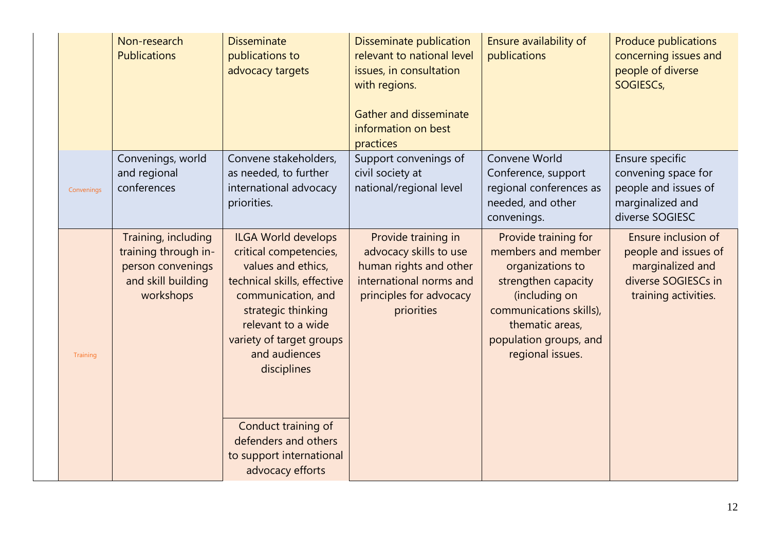| | | | | | |
|---|---|---|---|---|---|
| | Non-research Publications | Disseminate publications to advocacy targets | Disseminate publication relevant to national level issues, in consultation with regions.<br><br>Gather and disseminate information on best practices | Ensure availability of publications | Produce publications concerning issues and people of diverse SOGIESCs, |
| Convenings | Convenings, world and regional conferences | Convene stakeholders, as needed, to further international advocacy priorities. | Support convenings of civil society at national/regional level | Convene World Conference, support regional conferences as needed, and other convenings. | Ensure specific convening space for people and issues of marginalized and diverse SOGIESC |
| Training | Training, including training through in-person convenings and skill building workshops | ILGA World develops critical competencies, values and ethics, technical skills, effective communication, and strategic thinking relevant to a wide variety of target groups and audiences disciplines<br><br>Conduct training of defenders and others to support international advocacy efforts | Provide training in advocacy skills to use human rights and other international norms and principles for advocacy priorities | Provide training for members and member organizations to strengthen capacity (including on communications skills), thematic areas, population groups, and regional issues. | Ensure inclusion of people and issues of marginalized and diverse SOGIESCs in training activities. |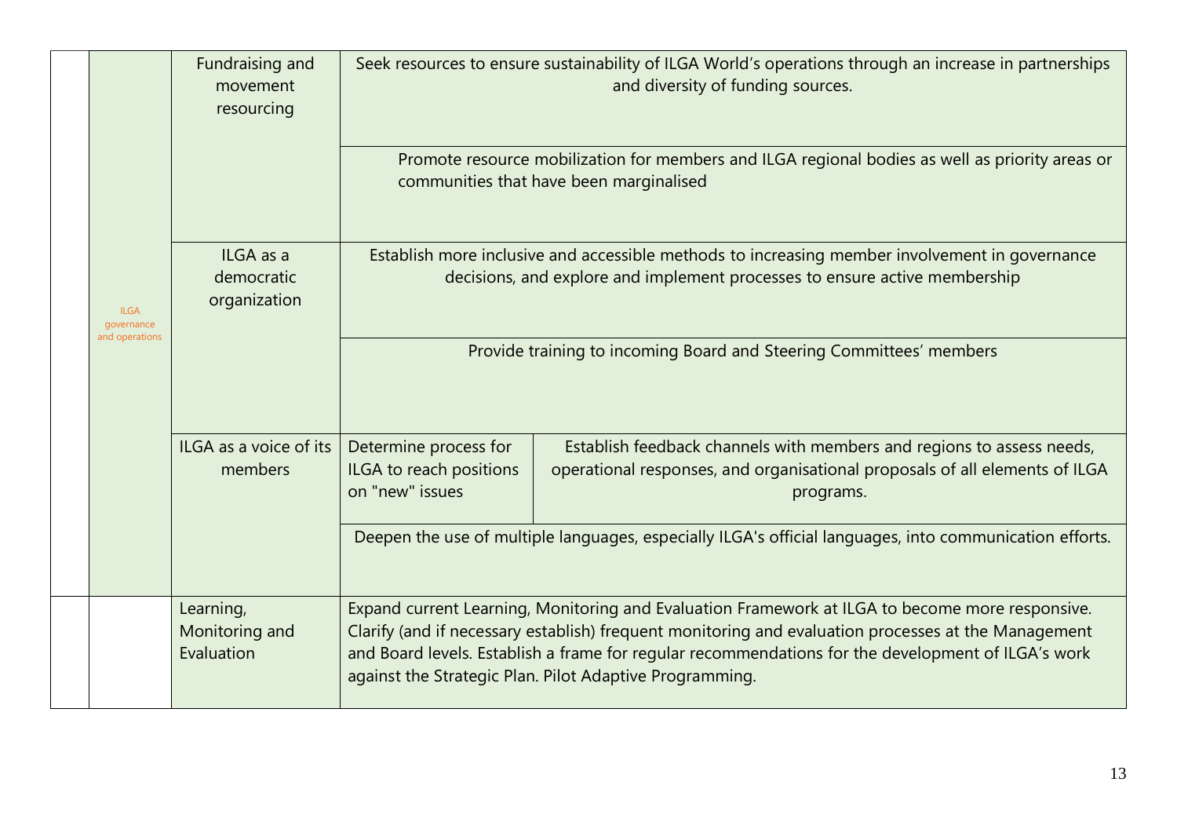| | | | | |
|---|---|---|---|---|
| | ILGA governance and operations | Fundraising and movement resourcing | Seek resources to ensure sustainability of ILGA World's operations through an increase in partnerships and diversity of funding sources. | |
| | | | Promote resource mobilization for members and ILGA regional bodies as well as priority areas or communities that have been marginalised | |
| | | ILGA as a democratic organization | Establish more inclusive and accessible methods to increasing member involvement in governance decisions, and explore and implement processes to ensure active membership | |
| | | | Provide training to incoming Board and Steering Committees' members | |
| | | ILGA as a voice of its members | Determine process for ILGA to reach positions on "new" issues | Establish feedback channels with members and regions to assess needs, operational responses, and organisational proposals of all elements of ILGA programs. |
| | | | Deepen the use of multiple languages, especially ILGA's official languages, into communication efforts. | |
| | | Learning, Monitoring and Evaluation | Expand current Learning, Monitoring and Evaluation Framework at ILGA to become more responsive. Clarify (and if necessary establish) frequent monitoring and evaluation processes at the Management and Board levels. Establish a frame for regular recommendations for the development of ILGA's work against the Strategic Plan. Pilot Adaptive Programming. | |